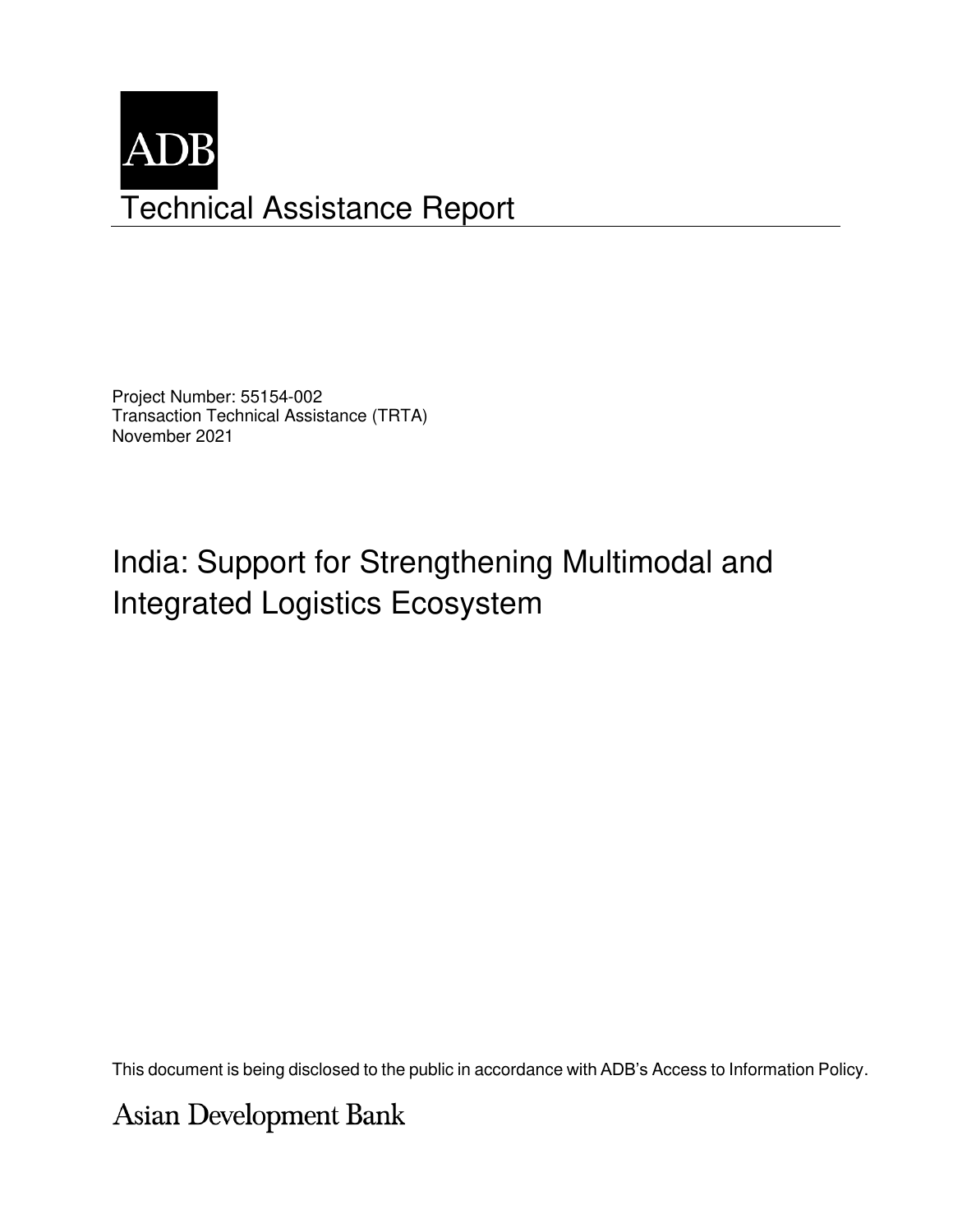ADB

# Technical Assistance Report

Project Number: 55154-002
Transaction Technical Assistance (TRTA)
November 2021

## India: Support for Strengthening Multimodal and Integrated Logistics Ecosystem

This document is being disclosed to the public in accordance with ADB's Access to Information Policy.

Asian Development Bank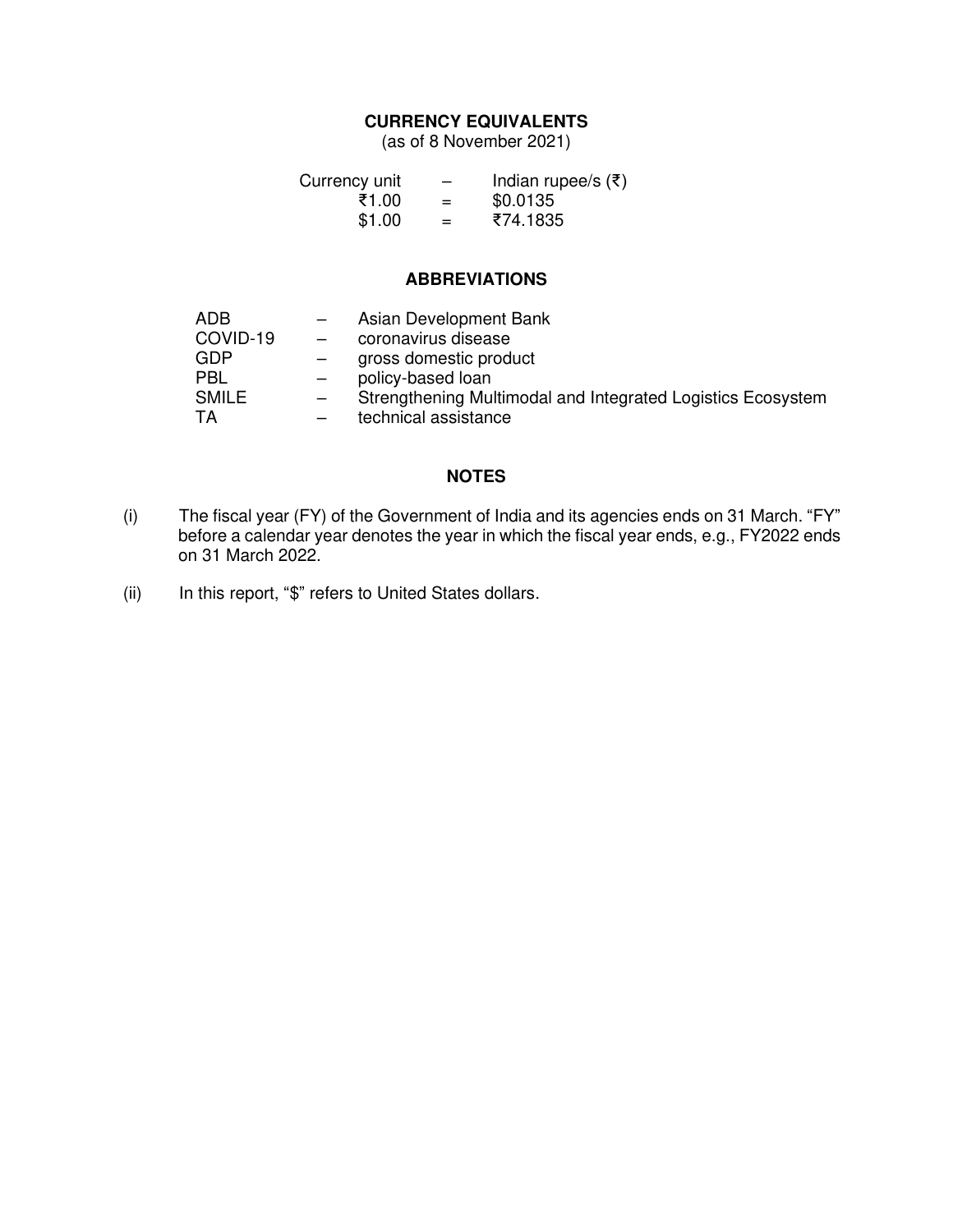## CURRENCY EQUIVALENTS

(as of 8 November 2021)

| Currency unit | – | Indian rupee/s (₹) |
|---|---|---|
| ₹1.00 | = | $0.0135 |
| $1.00 | = | ₹74.1835 |

## ABBREVIATIONS

| | | |
|---|---|---|
| ADB | – | Asian Development Bank |
| COVID-19 | – | coronavirus disease |
| GDP | – | gross domestic product |
| PBL | – | policy-based loan |
| SMILE | – | Strengthening Multimodal and Integrated Logistics Ecosystem |
| TA | – | technical assistance |

## NOTES

(i) The fiscal year (FY) of the Government of India and its agencies ends on 31 March. "FY" before a calendar year denotes the year in which the fiscal year ends, e.g., FY2022 ends on 31 March 2022.

(ii) In this report, "$" refers to United States dollars.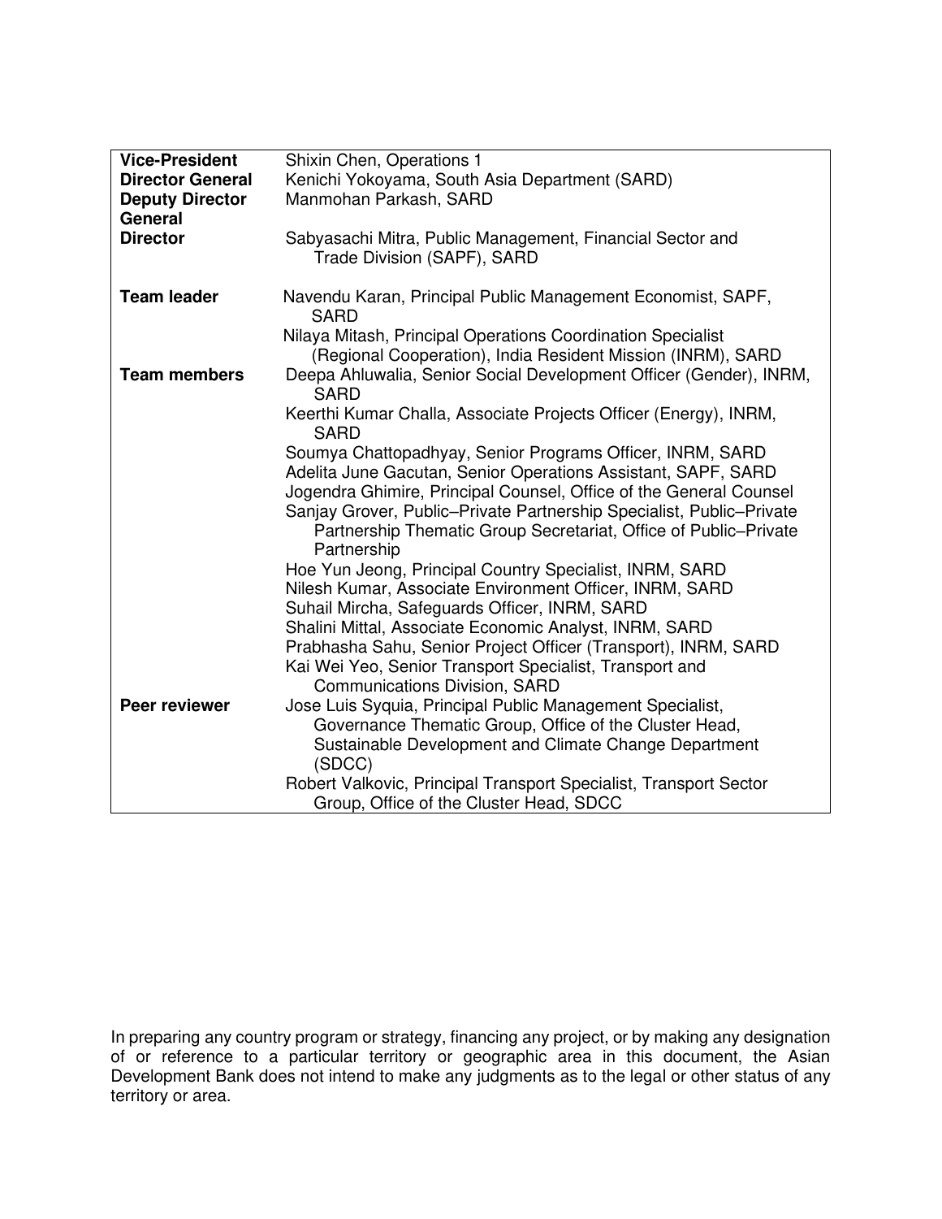| | |
|---|---|
| **Vice-President** | Shixin Chen, Operations 1 |
| **Director General** | Kenichi Yokoyama, South Asia Department (SARD) |
| **Deputy Director General** | Manmohan Parkash, SARD |
| **Director** | Sabyasachi Mitra, Public Management, Financial Sector and Trade Division (SAPF), SARD |
| **Team leader** | Navendu Karan, Principal Public Management Economist, SAPF, SARD<br>Nilaya Mitash, Principal Operations Coordination Specialist (Regional Cooperation), India Resident Mission (INRM), SARD |
| **Team members** | Deepa Ahluwalia, Senior Social Development Officer (Gender), INRM, SARD<br>Keerthi Kumar Challa, Associate Projects Officer (Energy), INRM, SARD<br>Soumya Chattopadhyay, Senior Programs Officer, INRM, SARD<br>Adelita June Gacutan, Senior Operations Assistant, SAPF, SARD<br>Jogendra Ghimire, Principal Counsel, Office of the General Counsel<br>Sanjay Grover, Public–Private Partnership Specialist, Public–Private Partnership Thematic Group Secretariat, Office of Public–Private Partnership<br>Hoe Yun Jeong, Principal Country Specialist, INRM, SARD<br>Nilesh Kumar, Associate Environment Officer, INRM, SARD<br>Suhail Mircha, Safeguards Officer, INRM, SARD<br>Shalini Mittal, Associate Economic Analyst, INRM, SARD<br>Prabhasha Sahu, Senior Project Officer (Transport), INRM, SARD<br>Kai Wei Yeo, Senior Transport Specialist, Transport and Communications Division, SARD |
| **Peer reviewer** | Jose Luis Syquia, Principal Public Management Specialist, Governance Thematic Group, Office of the Cluster Head, Sustainable Development and Climate Change Department (SDCC)<br>Robert Valkovic, Principal Transport Specialist, Transport Sector Group, Office of the Cluster Head, SDCC |

In preparing any country program or strategy, financing any project, or by making any designation of or reference to a particular territory or geographic area in this document, the Asian Development Bank does not intend to make any judgments as to the legal or other status of any territory or area.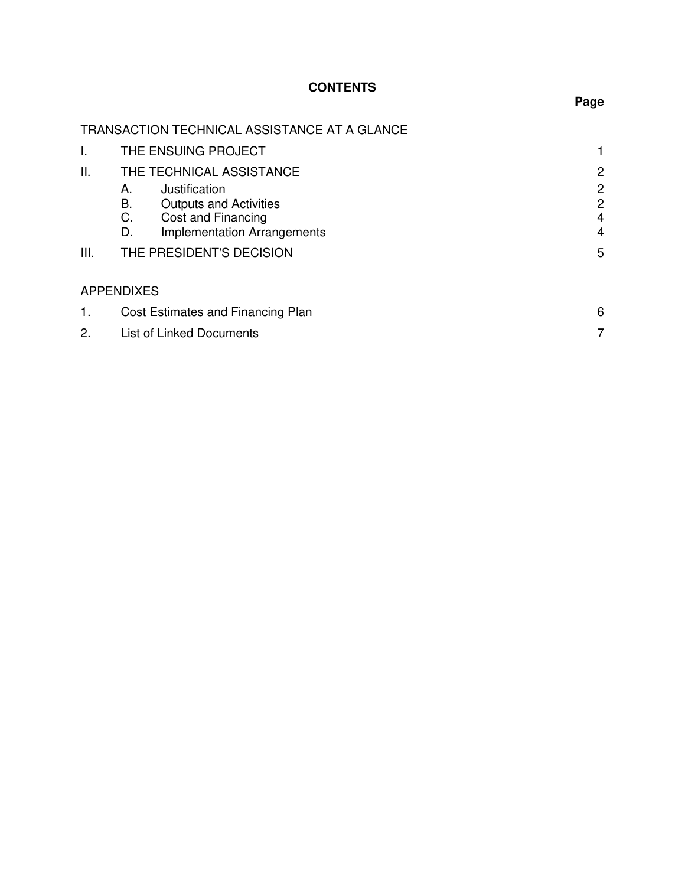# CONTENTS

| | | Page |
|---|---|---|
| TRANSACTION TECHNICAL ASSISTANCE AT A GLANCE | | |
| I. | THE ENSUING PROJECT | 1 |
| II. | THE TECHNICAL ASSISTANCE | 2 |
| | A. Justification | 2 |
| | B. Outputs and Activities | 2 |
| | C. Cost and Financing | 4 |
| | D. Implementation Arrangements | 4 |
| III. | THE PRESIDENT'S DECISION | 5 |
| APPENDIXES | | |
| 1. | Cost Estimates and Financing Plan | 6 |
| 2. | List of Linked Documents | 7 |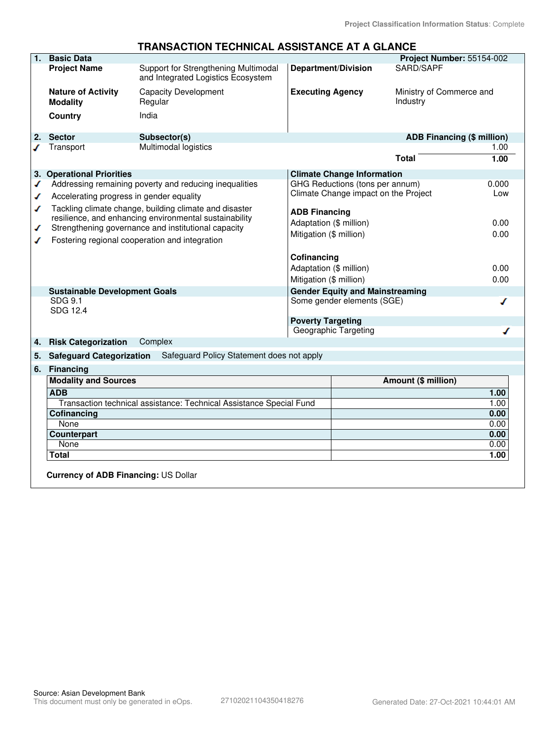Project Classification Information Status: Complete

# TRANSACTION TECHNICAL ASSISTANCE AT A GLANCE

## 1. Basic Data

**Project Number:** 55154-002

| | | | |
|---|---|---|---|
| **Project Name** | Support for Strengthening Multimodal and Integrated Logistics Ecosystem | **Department/Division** | SARD/SAPF |
| **Nature of Activity** | Capacity Development | **Executing Agency** | Ministry of Commerce and Industry |
| **Modality** | Regular | | |
| **Country** | India | | |

## 2. Sector

| | Sector | Subsector(s) | ADB Financing ($ million) |
|---|---|---|---|
| ✓ | Transport | Multimodal logistics | 1.00 |
| | | **Total** | **1.00** |

## 3. Operational Priorities

- ✓ Addressing remaining poverty and reducing inequalities
- ✓ Accelerating progress in gender equality
- ✓ Tackling climate change, building climate and disaster resilience, and enhancing environmental sustainability
- ✓ Strengthening governance and institutional capacity
- ✓ Fostering regional cooperation and integration

**Climate Change Information**

| | |
|---|---|
| GHG Reductions (tons per annum) | 0.000 |
| Climate Change impact on the Project | Low |
| **ADB Financing** | |
| Adaptation ($ million) | 0.00 |
| Mitigation ($ million) | 0.00 |
| **Cofinancing** | |
| Adaptation ($ million) | 0.00 |
| Mitigation ($ million) | 0.00 |

**Sustainable Development Goals**

SDG 9.1
SDG 12.4

**Gender Equity and Mainstreaming**

Some gender elements (SGE) ✓

**Poverty Targeting**

Geographic Targeting ✓

## 4. Risk Categorization

Complex

## 5. Safeguard Categorization

Safeguard Policy Statement does not apply

## 6. Financing

| Modality and Sources | Amount ($ million) |
|---|---|
| **ADB** | **1.00** |
| Transaction technical assistance: Technical Assistance Special Fund | 1.00 |
| **Cofinancing** | **0.00** |
| None | 0.00 |
| **Counterpart** | **0.00** |
| None | 0.00 |
| **Total** | **1.00** |

**Currency of ADB Financing:** US Dollar

Source: Asian Development Bank
This document must only be generated in eOps. 27102021104350418276 Generated Date: 27-Oct-2021 10:44:01 AM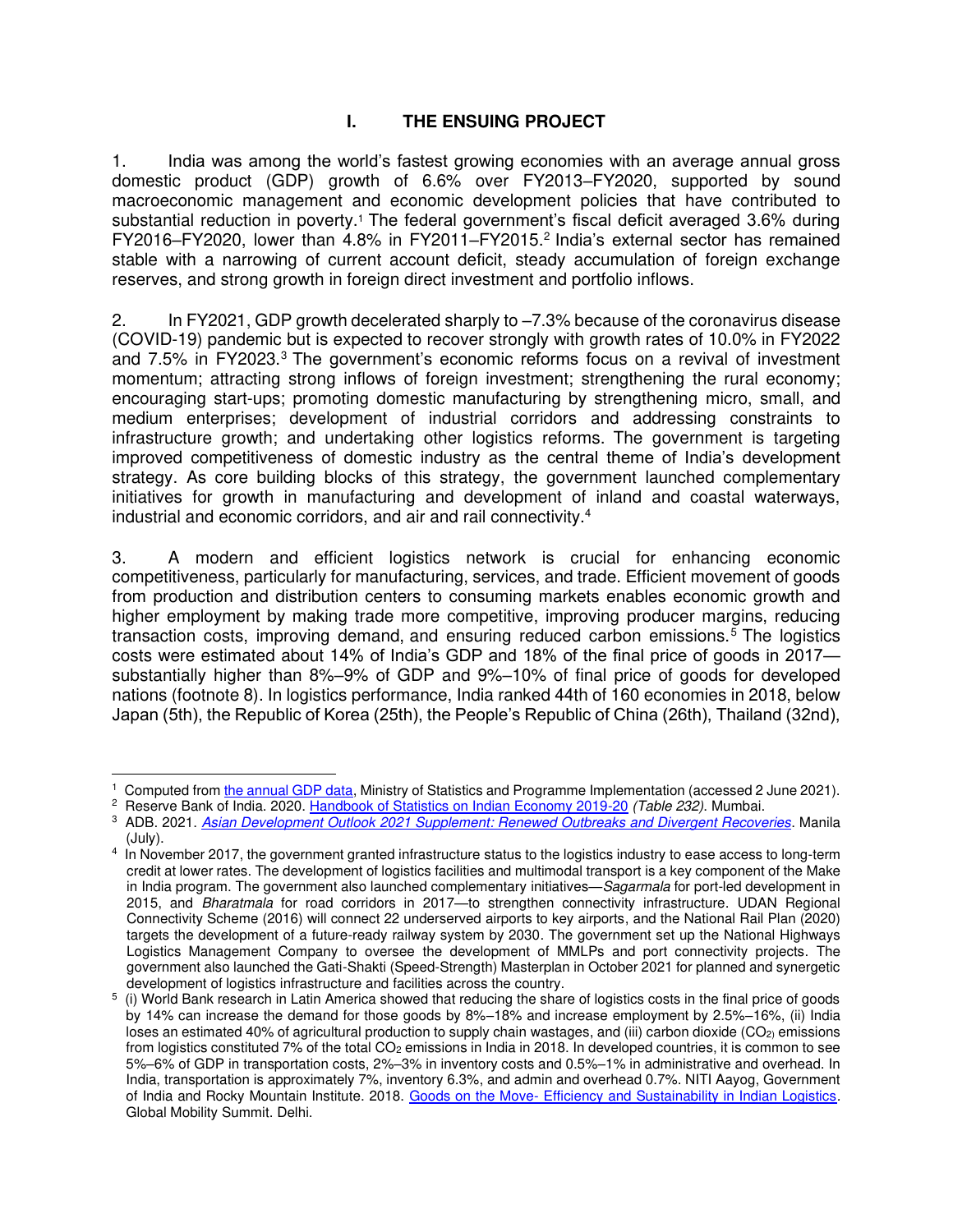# I. THE ENSUING PROJECT

1. India was among the world's fastest growing economies with an average annual gross domestic product (GDP) growth of 6.6% over FY2013–FY2020, supported by sound macroeconomic management and economic development policies that have contributed to substantial reduction in poverty.[1] The federal government's fiscal deficit averaged 3.6% during FY2016–FY2020, lower than 4.8% in FY2011–FY2015.[2] India's external sector has remained stable with a narrowing of current account deficit, steady accumulation of foreign exchange reserves, and strong growth in foreign direct investment and portfolio inflows.

2. In FY2021, GDP growth decelerated sharply to –7.3% because of the coronavirus disease (COVID-19) pandemic but is expected to recover strongly with growth rates of 10.0% in FY2022 and 7.5% in FY2023.[3] The government's economic reforms focus on a revival of investment momentum; attracting strong inflows of foreign investment; strengthening the rural economy; encouraging start-ups; promoting domestic manufacturing by strengthening micro, small, and medium enterprises; development of industrial corridors and addressing constraints to infrastructure growth; and undertaking other logistics reforms. The government is targeting improved competitiveness of domestic industry as the central theme of India's development strategy. As core building blocks of this strategy, the government launched complementary initiatives for growth in manufacturing and development of inland and coastal waterways, industrial and economic corridors, and air and rail connectivity.[4]

3. A modern and efficient logistics network is crucial for enhancing economic competitiveness, particularly for manufacturing, services, and trade. Efficient movement of goods from production and distribution centers to consuming markets enables economic growth and higher employment by making trade more competitive, improving producer margins, reducing transaction costs, improving demand, and ensuring reduced carbon emissions.[5] The logistics costs were estimated about 14% of India's GDP and 18% of the final price of goods in 2017—substantially higher than 8%–9% of GDP and 9%–10% of final price of goods for developed nations (footnote 8). In logistics performance, India ranked 44th of 160 economies in 2018, below Japan (5th), the Republic of Korea (25th), the People's Republic of China (26th), Thailand (32nd),

---

[1] Computed from the annual GDP data, Ministry of Statistics and Programme Implementation (accessed 2 June 2021).

[2] Reserve Bank of India. 2020. Handbook of Statistics on Indian Economy 2019-20 *(Table 232).* Mumbai.

[3] ADB. 2021. *Asian Development Outlook 2021 Supplement: Renewed Outbreaks and Divergent Recoveries*. Manila (July).

[4] In November 2017, the government granted infrastructure status to the logistics industry to ease access to long-term credit at lower rates. The development of logistics facilities and multimodal transport is a key component of the Make in India program. The government also launched complementary initiatives—*Sagarmala* for port-led development in 2015, and *Bharatmala* for road corridors in 2017—to strengthen connectivity infrastructure. UDAN Regional Connectivity Scheme (2016) will connect 22 underserved airports to key airports, and the National Rail Plan (2020) targets the development of a future-ready railway system by 2030. The government set up the National Highways Logistics Management Company to oversee the development of MMLPs and port connectivity projects. The government also launched the Gati-Shakti (Speed-Strength) Masterplan in October 2021 for planned and synergetic development of logistics infrastructure and facilities across the country.

[5] (i) World Bank research in Latin America showed that reducing the share of logistics costs in the final price of goods by 14% can increase the demand for those goods by 8%–18% and increase employment by 2.5%–16%, (ii) India loses an estimated 40% of agricultural production to supply chain wastages, and (iii) carbon dioxide ($CO_2$) emissions from logistics constituted 7% of the total $CO_2$ emissions in India in 2018. In developed countries, it is common to see 5%–6% of GDP in transportation costs, 2%–3% in inventory costs and 0.5%–1% in administrative and overhead. In India, transportation is approximately 7%, inventory 6.3%, and admin and overhead 0.7%. NITI Aayog, Government of India and Rocky Mountain Institute. 2018. Goods on the Move- Efficiency and Sustainability in Indian Logistics. Global Mobility Summit. Delhi.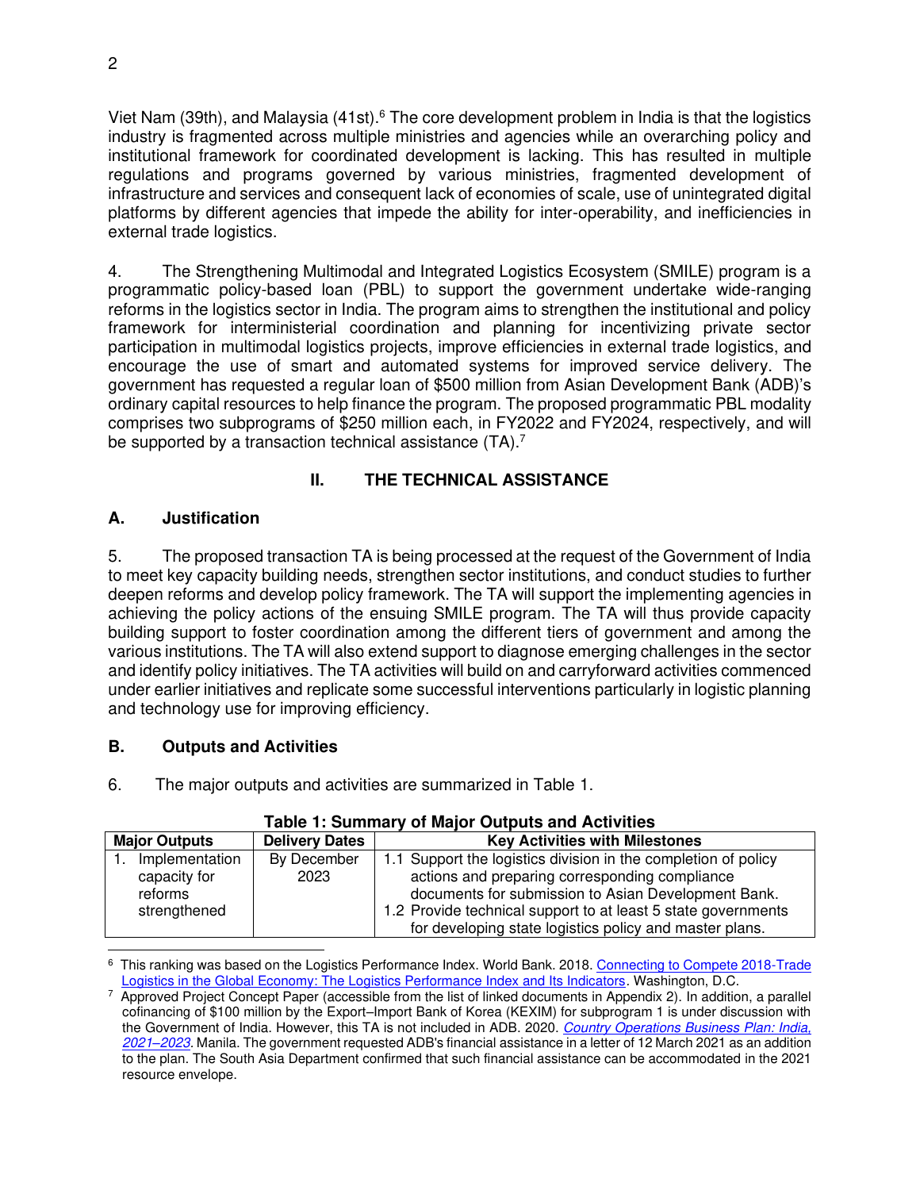Viet Nam (39th), and Malaysia (41st).[6] The core development problem in India is that the logistics industry is fragmented across multiple ministries and agencies while an overarching policy and institutional framework for coordinated development is lacking. This has resulted in multiple regulations and programs governed by various ministries, fragmented development of infrastructure and services and consequent lack of economies of scale, use of unintegrated digital platforms by different agencies that impede the ability for inter-operability, and inefficiencies in external trade logistics.

4. The Strengthening Multimodal and Integrated Logistics Ecosystem (SMILE) program is a programmatic policy-based loan (PBL) to support the government undertake wide-ranging reforms in the logistics sector in India. The program aims to strengthen the institutional and policy framework for interministerial coordination and planning for incentivizing private sector participation in multimodal logistics projects, improve efficiencies in external trade logistics, and encourage the use of smart and automated systems for improved service delivery. The government has requested a regular loan of $500 million from Asian Development Bank (ADB)'s ordinary capital resources to help finance the program. The proposed programmatic PBL modality comprises two subprograms of $250 million each, in FY2022 and FY2024, respectively, and will be supported by a transaction technical assistance (TA).[7]

## II. THE TECHNICAL ASSISTANCE

### A. Justification

5. The proposed transaction TA is being processed at the request of the Government of India to meet key capacity building needs, strengthen sector institutions, and conduct studies to further deepen reforms and develop policy framework. The TA will support the implementing agencies in achieving the policy actions of the ensuing SMILE program. The TA will thus provide capacity building support to foster coordination among the different tiers of government and among the various institutions. The TA will also extend support to diagnose emerging challenges in the sector and identify policy initiatives. The TA activities will build on and carryforward activities commenced under earlier initiatives and replicate some successful interventions particularly in logistic planning and technology use for improving efficiency.

### B. Outputs and Activities

6. The major outputs and activities are summarized in Table 1.

**Table 1: Summary of Major Outputs and Activities**

| Major Outputs | Delivery Dates | Key Activities with Milestones |
|---|---|---|
| 1. Implementation capacity for reforms strengthened | By December 2023 | 1.1 Support the logistics division in the completion of policy actions and preparing corresponding compliance documents for submission to Asian Development Bank.<br>1.2 Provide technical support to at least 5 state governments for developing state logistics policy and master plans. |

[6] This ranking was based on the Logistics Performance Index. World Bank. 2018. Connecting to Compete 2018-Trade Logistics in the Global Economy: The Logistics Performance Index and Its Indicators. Washington, D.C.

[7] Approved Project Concept Paper (accessible from the list of linked documents in Appendix 2). In addition, a parallel cofinancing of $100 million by the Export–Import Bank of Korea (KEXIM) for subprogram 1 is under discussion with the Government of India. However, this TA is not included in ADB. 2020. *Country Operations Business Plan: India, 2021–2023*. Manila. The government requested ADB's financial assistance in a letter of 12 March 2021 as an addition to the plan. The South Asia Department confirmed that such financial assistance can be accommodated in the 2021 resource envelope.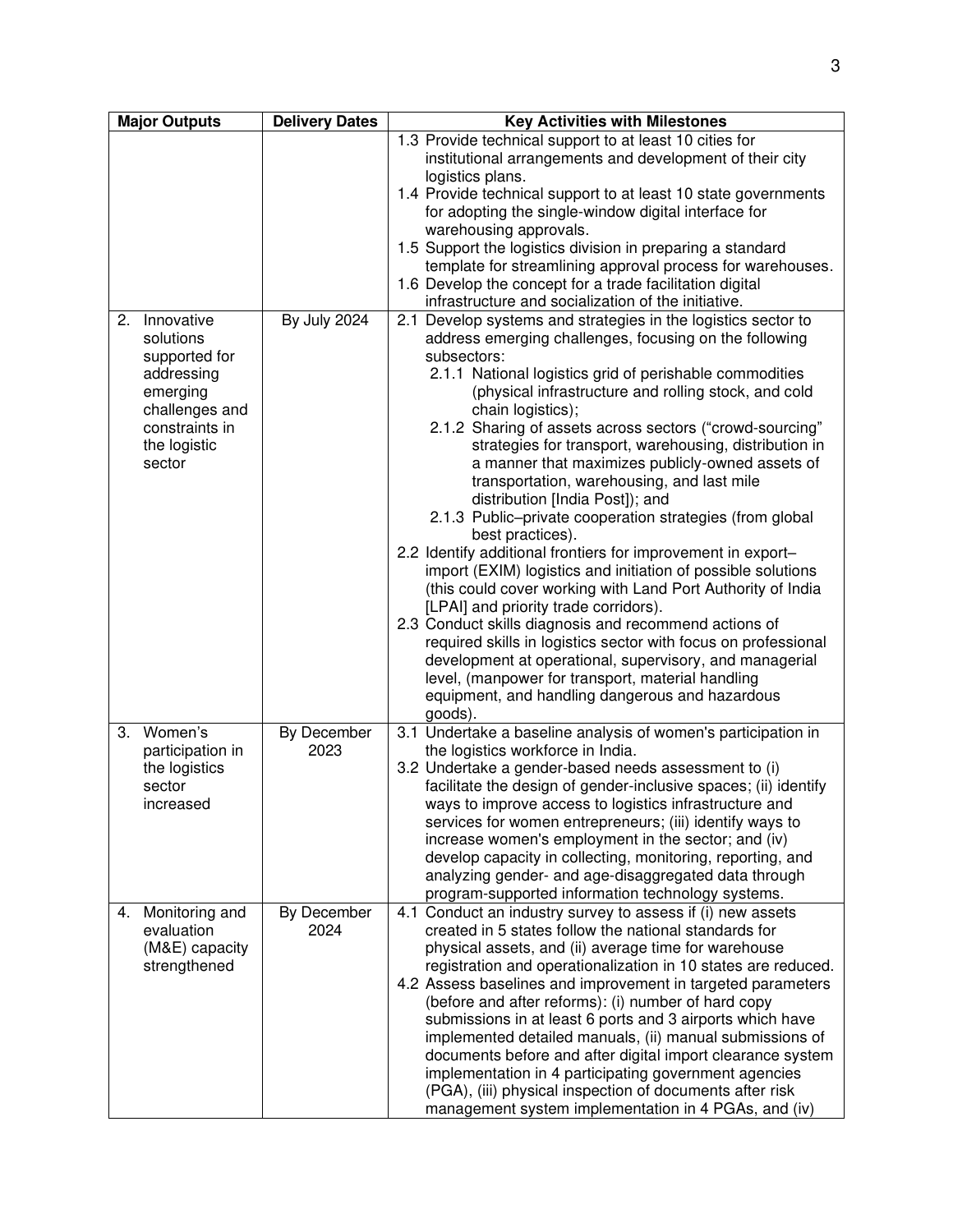| Major Outputs | Delivery Dates | Key Activities with Milestones |
| --- | --- | --- |
| | | 1.3 Provide technical support to at least 10 cities for institutional arrangements and development of their city logistics plans.<br>1.4 Provide technical support to at least 10 state governments for adopting the single-window digital interface for warehousing approvals.<br>1.5 Support the logistics division in preparing a standard template for streamlining approval process for warehouses.<br>1.6 Develop the concept for a trade facilitation digital infrastructure and socialization of the initiative. |
| 2. Innovative solutions supported for addressing emerging challenges and constraints in the logistic sector | By July 2024 | 2.1 Develop systems and strategies in the logistics sector to address emerging challenges, focusing on the following subsectors:<br>2.1.1 National logistics grid of perishable commodities (physical infrastructure and rolling stock, and cold chain logistics);<br>2.1.2 Sharing of assets across sectors ("crowd-sourcing" strategies for transport, warehousing, distribution in a manner that maximizes publicly-owned assets of transportation, warehousing, and last mile distribution [India Post]); and<br>2.1.3 Public–private cooperation strategies (from global best practices).<br>2.2 Identify additional frontiers for improvement in export–import (EXIM) logistics and initiation of possible solutions (this could cover working with Land Port Authority of India [LPAI] and priority trade corridors).<br>2.3 Conduct skills diagnosis and recommend actions of required skills in logistics sector with focus on professional development at operational, supervisory, and managerial level, (manpower for transport, material handling equipment, and handling dangerous and hazardous goods). |
| 3. Women's participation in the logistics sector increased | By December 2023 | 3.1 Undertake a baseline analysis of women's participation in the logistics workforce in India.<br>3.2 Undertake a gender-based needs assessment to (i) facilitate the design of gender-inclusive spaces; (ii) identify ways to improve access to logistics infrastructure and services for women entrepreneurs; (iii) identify ways to increase women's employment in the sector; and (iv) develop capacity in collecting, monitoring, reporting, and analyzing gender- and age-disaggregated data through program-supported information technology systems. |
| 4. Monitoring and evaluation (M&E) capacity strengthened | By December 2024 | 4.1 Conduct an industry survey to assess if (i) new assets created in 5 states follow the national standards for physical assets, and (ii) average time for warehouse registration and operationalization in 10 states are reduced.<br>4.2 Assess baselines and improvement in targeted parameters (before and after reforms): (i) number of hard copy submissions in at least 6 ports and 3 airports which have implemented detailed manuals, (ii) manual submissions of documents before and after digital import clearance system implementation in 4 participating government agencies (PGA), (iii) physical inspection of documents after risk management system implementation in 4 PGAs, and (iv) |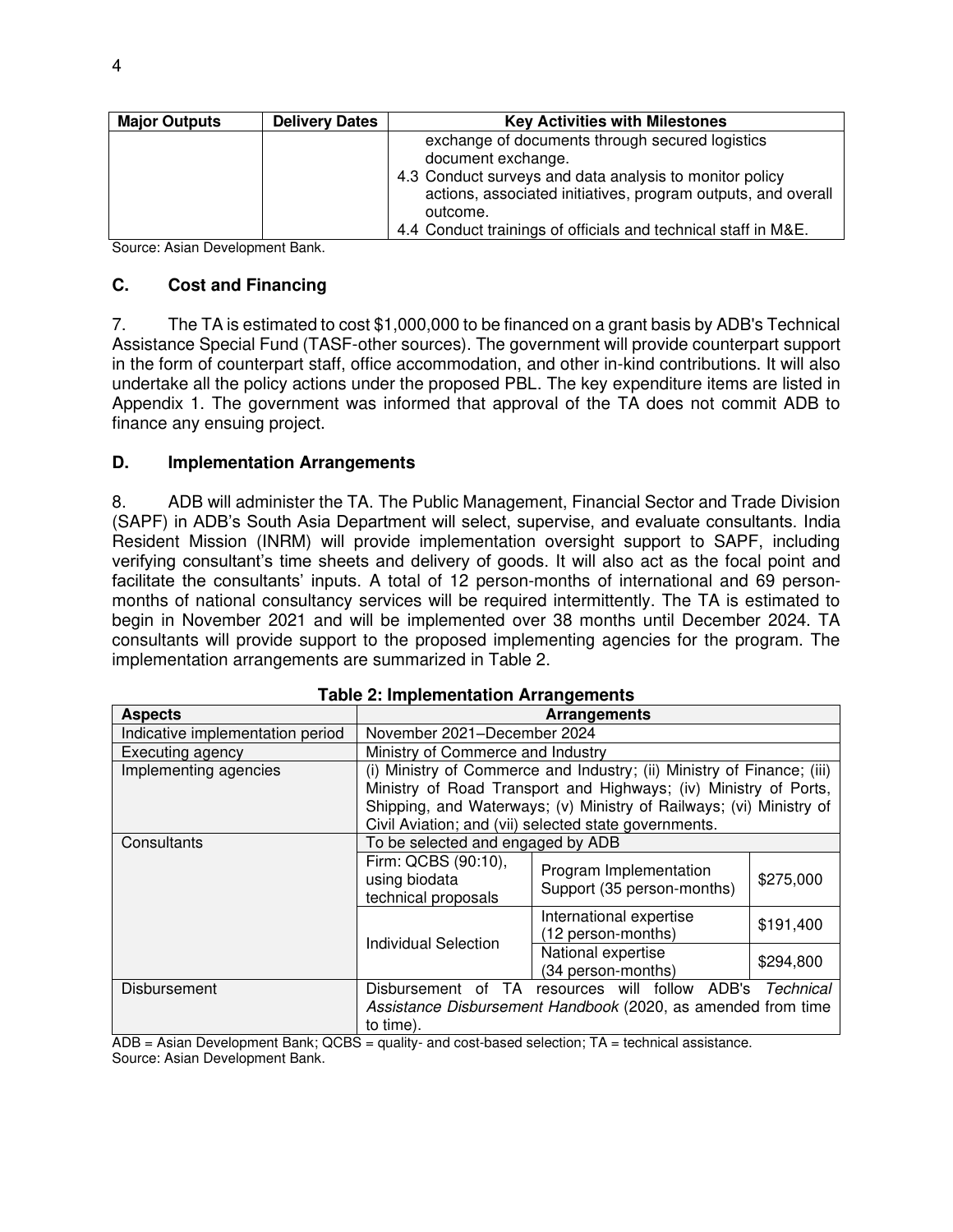| Major Outputs | Delivery Dates | Key Activities with Milestones |
|---|---|---|
| | | exchange of documents through secured logistics document exchange.<br>4.3 Conduct surveys and data analysis to monitor policy actions, associated initiatives, program outputs, and overall outcome.<br>4.4 Conduct trainings of officials and technical staff in M&E. |

Source: Asian Development Bank.

## C. Cost and Financing

7. The TA is estimated to cost $1,000,000 to be financed on a grant basis by ADB's Technical Assistance Special Fund (TASF-other sources). The government will provide counterpart support in the form of counterpart staff, office accommodation, and other in-kind contributions. It will also undertake all the policy actions under the proposed PBL. The key expenditure items are listed in Appendix 1. The government was informed that approval of the TA does not commit ADB to finance any ensuing project.

## D. Implementation Arrangements

8. ADB will administer the TA. The Public Management, Financial Sector and Trade Division (SAPF) in ADB's South Asia Department will select, supervise, and evaluate consultants. India Resident Mission (INRM) will provide implementation oversight support to SAPF, including verifying consultant's time sheets and delivery of goods. It will also act as the focal point and facilitate the consultants' inputs. A total of 12 person-months of international and 69 person-months of national consultancy services will be required intermittently. The TA is estimated to begin in November 2021 and will be implemented over 38 months until December 2024. TA consultants will provide support to the proposed implementing agencies for the program. The implementation arrangements are summarized in Table 2.

**Table 2: Implementation Arrangements**

| Aspects | Arrangements | | |
|---|---|---|---|
| Indicative implementation period | November 2021–December 2024 | | |
| Executing agency | Ministry of Commerce and Industry | | |
| Implementing agencies | (i) Ministry of Commerce and Industry; (ii) Ministry of Finance; (iii) Ministry of Road Transport and Highways; (iv) Ministry of Ports, Shipping, and Waterways; (v) Ministry of Railways; (vi) Ministry of Civil Aviation; and (vii) selected state governments. | | |
| Consultants | To be selected and engaged by ADB | | |
| | Firm: QCBS (90:10), using biodata technical proposals | Program Implementation Support (35 person-months) | $275,000 |
| | Individual Selection | International expertise (12 person-months) | $191,400 |
| | | National expertise (34 person-months) | $294,800 |
| Disbursement | Disbursement of TA resources will follow ADB's *Technical Assistance Disbursement Handbook* (2020, as amended from time to time). | | |

ADB = Asian Development Bank; QCBS = quality- and cost-based selection; TA = technical assistance.
Source: Asian Development Bank.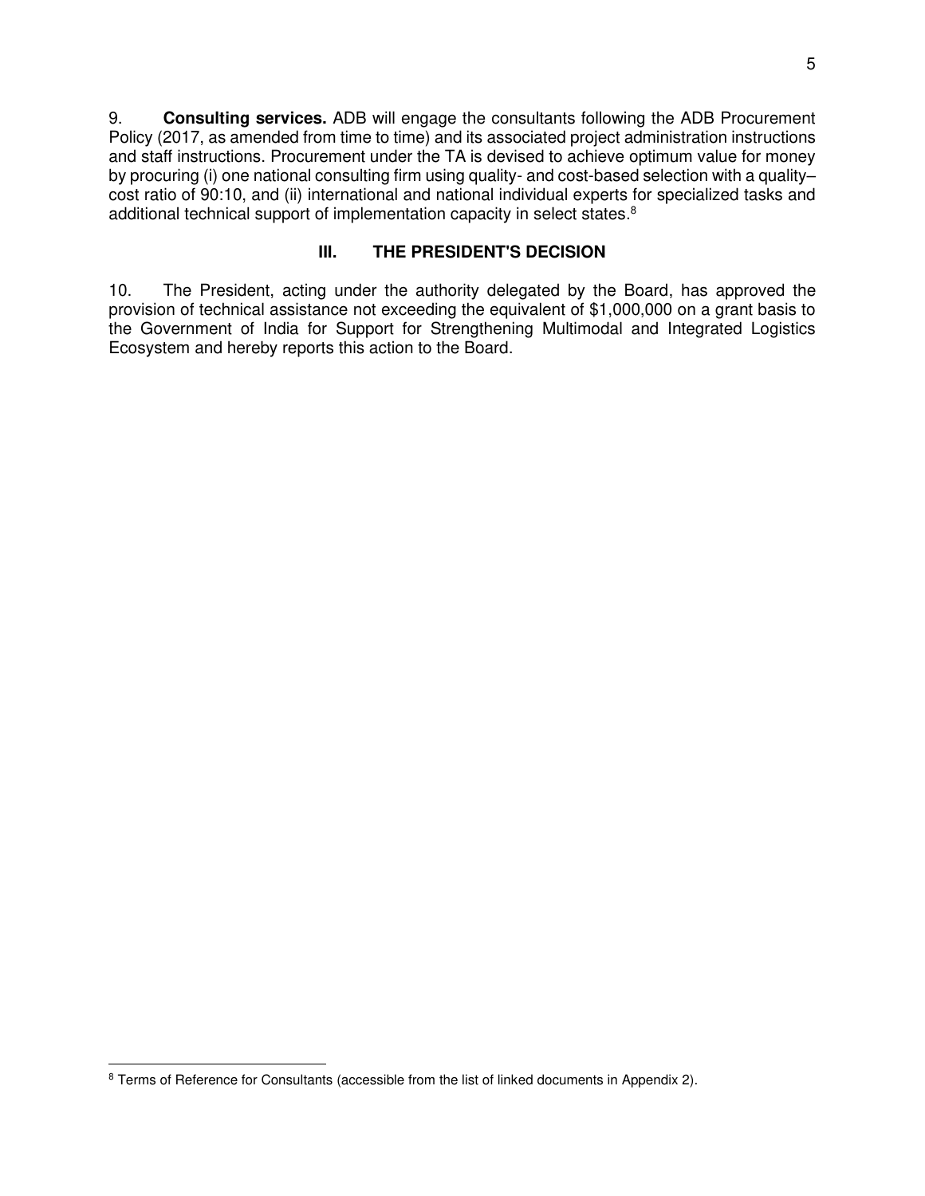9. **Consulting services.** ADB will engage the consultants following the ADB Procurement Policy (2017, as amended from time to time) and its associated project administration instructions and staff instructions. Procurement under the TA is devised to achieve optimum value for money by procuring (i) one national consulting firm using quality- and cost-based selection with a quality–cost ratio of 90:10, and (ii) international and national individual experts for specialized tasks and additional technical support of implementation capacity in select states.[8]

## III. THE PRESIDENT'S DECISION

10. The President, acting under the authority delegated by the Board, has approved the provision of technical assistance not exceeding the equivalent of $1,000,000 on a grant basis to the Government of India for Support for Strengthening Multimodal and Integrated Logistics Ecosystem and hereby reports this action to the Board.

---

[8] Terms of Reference for Consultants (accessible from the list of linked documents in Appendix 2).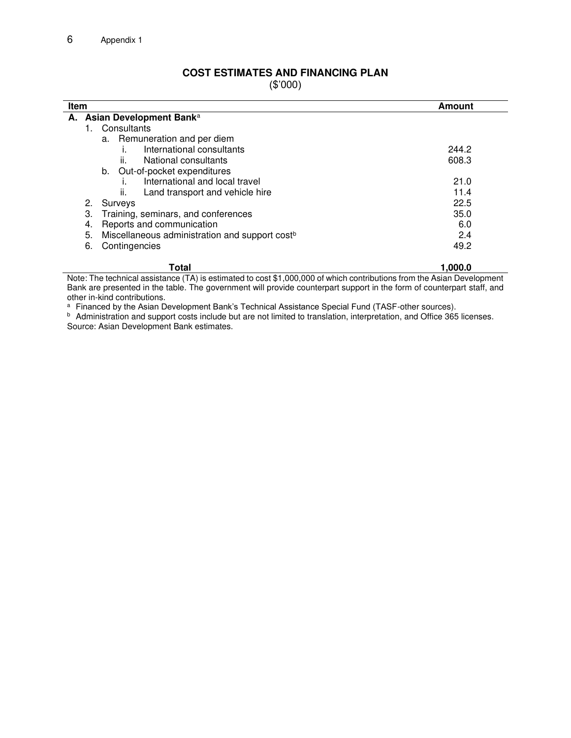## COST ESTIMATES AND FINANCING PLAN

($'000)

| Item | Amount |
|---|---|
| **A. Asian Development Bank**[a] | |
| 1. Consultants | |
| a. Remuneration and per diem | |
| i. International consultants | 244.2 |
| ii. National consultants | 608.3 |
| b. Out-of-pocket expenditures | |
| i. International and local travel | 21.0 |
| ii. Land transport and vehicle hire | 11.4 |
| 2. Surveys | 22.5 |
| 3. Training, seminars, and conferences | 35.0 |
| 4. Reports and communication | 6.0 |
| 5. Miscellaneous administration and support cost[b] | 2.4 |
| 6. Contingencies | 49.2 |
| **Total** | **1,000.0** |

Note: The technical assistance (TA) is estimated to cost $1,000,000 of which contributions from the Asian Development Bank are presented in the table. The government will provide counterpart support in the form of counterpart staff, and other in-kind contributions.

[a] Financed by the Asian Development Bank's Technical Assistance Special Fund (TASF-other sources).

[b] Administration and support costs include but are not limited to translation, interpretation, and Office 365 licenses.

Source: Asian Development Bank estimates.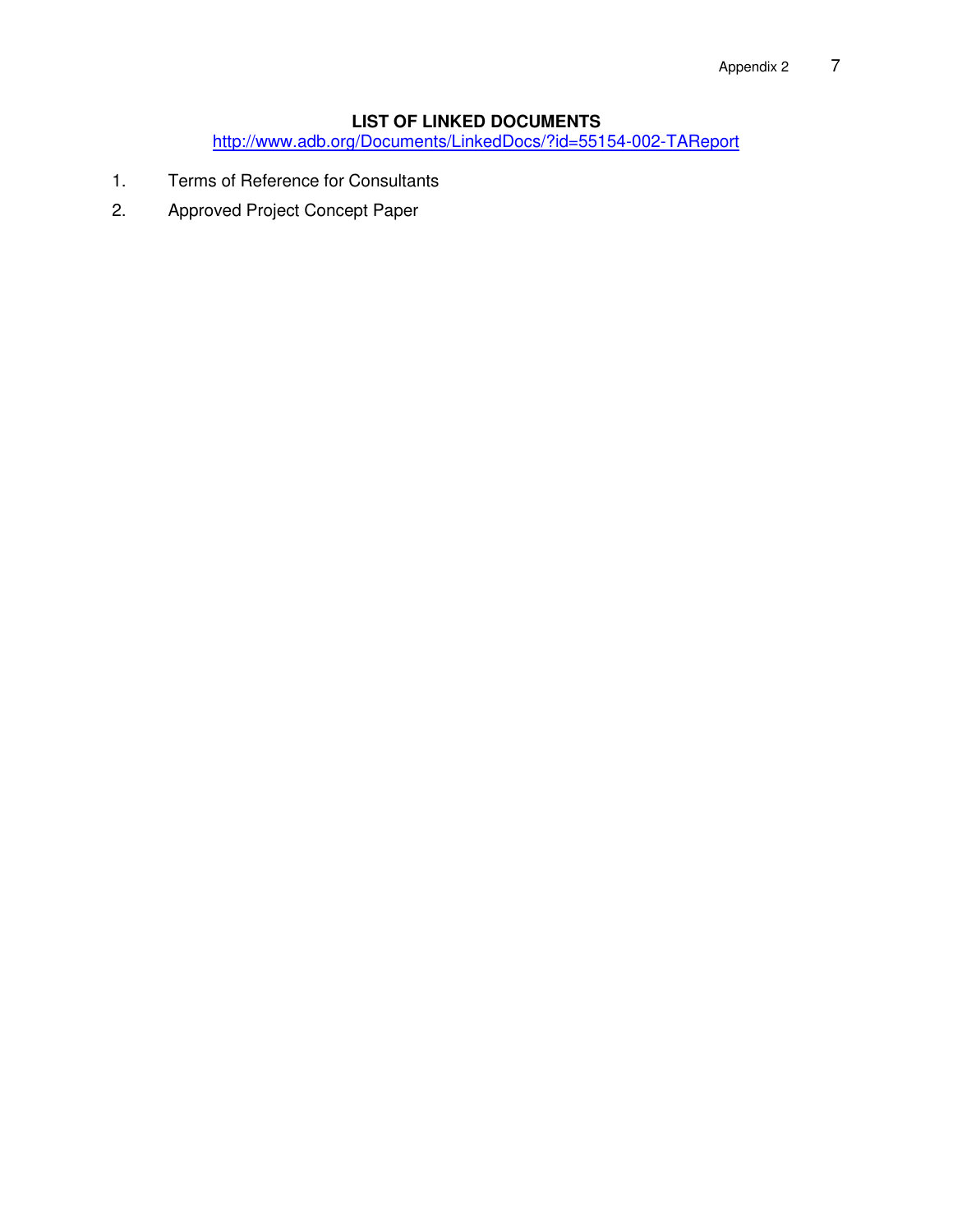**LIST OF LINKED DOCUMENTS**

http://www.adb.org/Documents/LinkedDocs/?id=55154-002-TAReport

1. Terms of Reference for Consultants
2. Approved Project Concept Paper